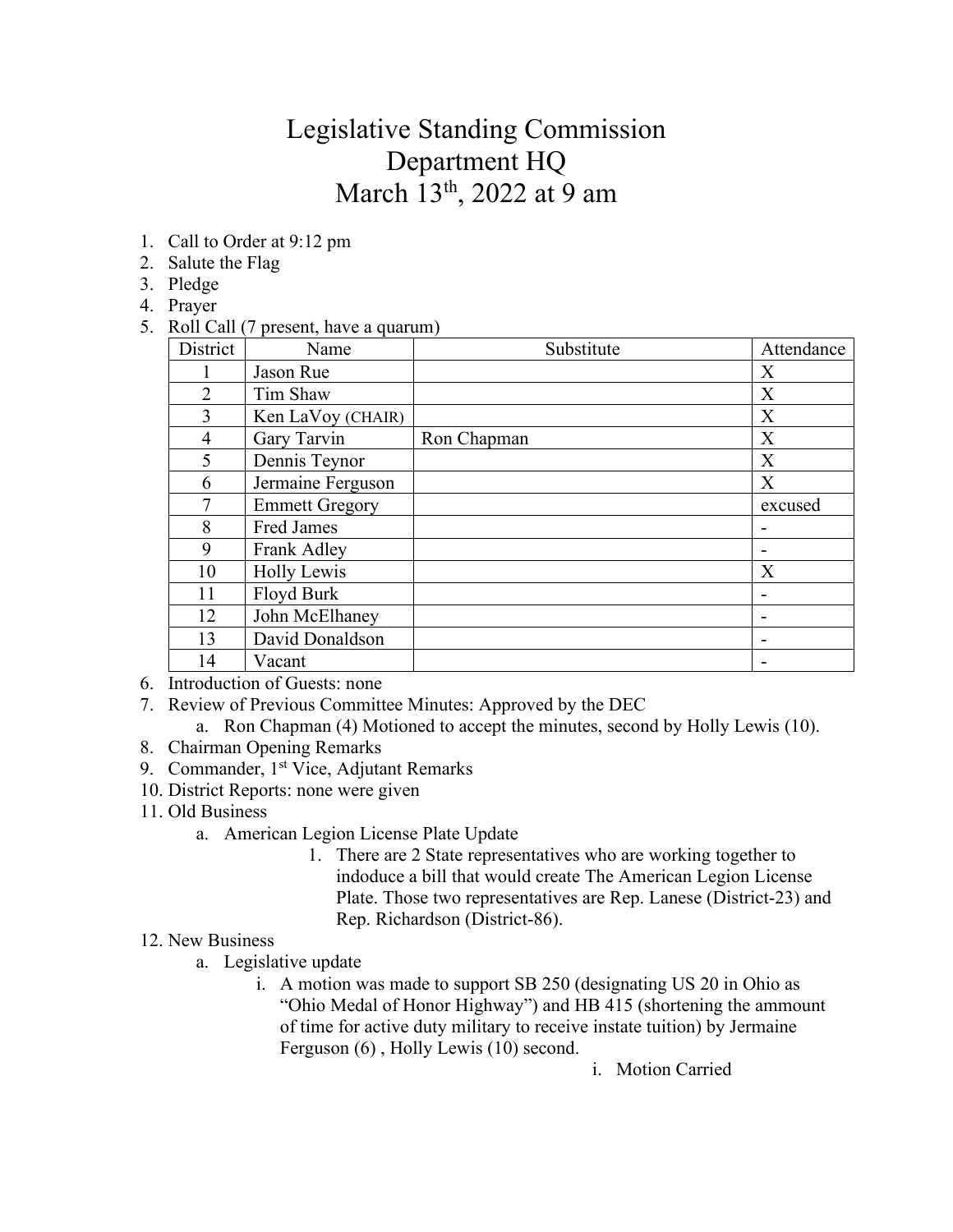# Legislative Standing Commission
# Department HQ
# March 13th, 2022 at 9 am

1. Call to Order at 9:12 pm
2. Salute the Flag
3. Pledge
4. Prayer
5. Roll Call (7 present, have a quarum)

| District | Name | Substitute | Attendance |
|---|---|---|---|
| 1 | Jason Rue | | X |
| 2 | Tim Shaw | | X |
| 3 | Ken LaVoy (CHAIR) | | X |
| 4 | Gary Tarvin | Ron Chapman | X |
| 5 | Dennis Teynor | | X |
| 6 | Jermaine Ferguson | | X |
| 7 | Emmett Gregory | | excused |
| 8 | Fred James | | - |
| 9 | Frank Adley | | - |
| 10 | Holly Lewis | | X |
| 11 | Floyd Burk | | - |
| 12 | John McElhaney | | - |
| 13 | David Donaldson | | - |
| 14 | Vacant | | - |

6. Introduction of Guests: none
7. Review of Previous Committee Minutes: Approved by the DEC
   a. Ron Chapman (4) Motioned to accept the minutes, second by Holly Lewis (10).
8. Chairman Opening Remarks
9. Commander, 1st Vice, Adjutant Remarks
10. District Reports: none were given
11. Old Business
    a. American Legion License Plate Update
       1. There are 2 State representatives who are working together to indoduce a bill that would create The American Legion License Plate. Those two representatives are Rep. Lanese (District-23) and Rep. Richardson (District-86).
12. New Business
    a. Legislative update
       i. A motion was made to support SB 250 (designating US 20 in Ohio as "Ohio Medal of Honor Highway") and HB 415 (shortening the ammount of time for active duty military to receive instate tuition) by Jermaine Ferguson (6) , Holly Lewis (10) second.
          i. Motion Carried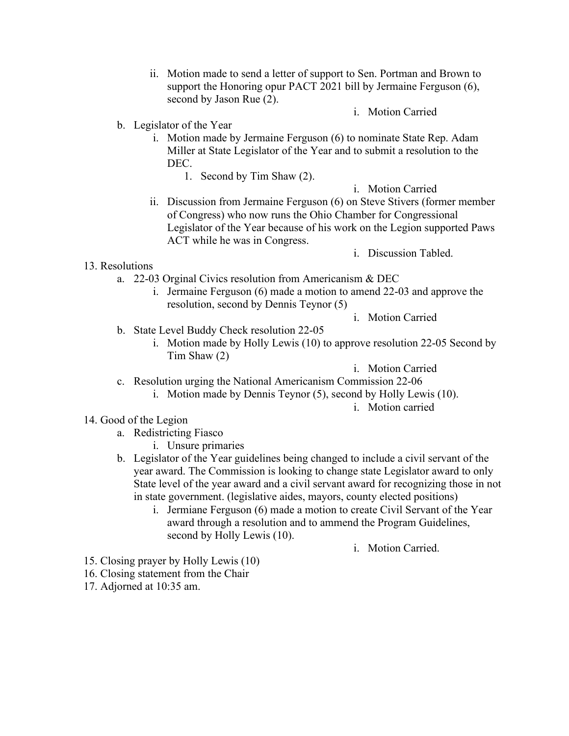- ii. Motion made to send a letter of support to Sen. Portman and Brown to support the Honoring opur PACT 2021 bill by Jermaine Ferguson (6), second by Jason Rue (2).
     - i. Motion Carried

b. Legislator of the Year
   - i. Motion made by Jermaine Ferguson (6) to nominate State Rep. Adam Miller at State Legislator of the Year and to submit a resolution to the DEC.
     1. Second by Tim Shaw (2).
        - i. Motion Carried
   - ii. Discussion from Jermaine Ferguson (6) on Steve Stivers (former member of Congress) who now runs the Ohio Chamber for Congressional Legislator of the Year because of his work on the Legion supported Paws ACT while he was in Congress.
     - i. Discussion Tabled.

13. Resolutions
    a. 22-03 Orginal Civics resolution from Americanism & DEC
       - i. Jermaine Ferguson (6) made a motion to amend 22-03 and approve the resolution, second by Dennis Teynor (5)
         - i. Motion Carried

    b. State Level Buddy Check resolution 22-05
       - i. Motion made by Holly Lewis (10) to approve resolution 22-05 Second by Tim Shaw (2)
         - i. Motion Carried

    c. Resolution urging the National Americanism Commission 22-06
       - i. Motion made by Dennis Teynor (5), second by Holly Lewis (10).
         - i. Motion carried

14. Good of the Legion
    a. Redistricting Fiasco
       - i. Unsure primaries

    b. Legislator of the Year guidelines being changed to include a civil servant of the year award. The Commission is looking to change state Legislator award to only State level of the year award and a civil servant award for recognizing those in not in state government. (legislative aides, mayors, county elected positions)
       - i. Jermiane Ferguson (6) made a motion to create Civil Servant of the Year award through a resolution and to ammend the Program Guidelines, second by Holly Lewis (10).
         - i. Motion Carried.

15. Closing prayer by Holly Lewis (10)
16. Closing statement from the Chair
17. Adjorned at 10:35 am.